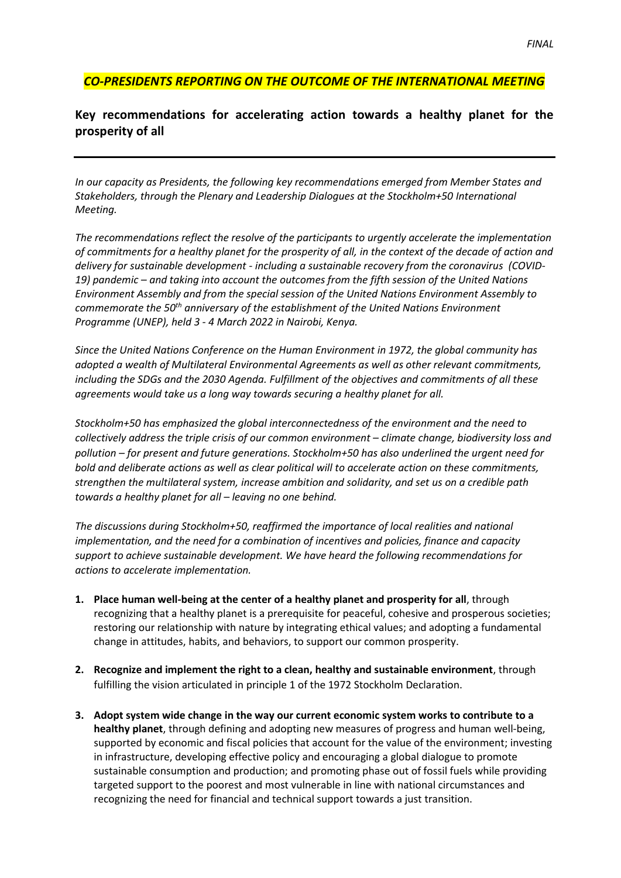*FINAL*

***CO-PRESIDENTS REPORTING ON THE OUTCOME OF THE INTERNATIONAL MEETING***

## Key recommendations for accelerating action towards a healthy planet for the prosperity of all

---

*In our capacity as Presidents, the following key recommendations emerged from Member States and Stakeholders, through the Plenary and Leadership Dialogues at the Stockholm+50 International Meeting.*

*The recommendations reflect the resolve of the participants to urgently accelerate the implementation of commitments for a healthy planet for the prosperity of all, in the context of the decade of action and delivery for sustainable development - including a sustainable recovery from the coronavirus (COVID-19) pandemic – and taking into account the outcomes from the fifth session of the United Nations Environment Assembly and from the special session of the United Nations Environment Assembly to commemorate the 50th anniversary of the establishment of the United Nations Environment Programme (UNEP), held 3 - 4 March 2022 in Nairobi, Kenya.*

*Since the United Nations Conference on the Human Environment in 1972, the global community has adopted a wealth of Multilateral Environmental Agreements as well as other relevant commitments, including the SDGs and the 2030 Agenda. Fulfillment of the objectives and commitments of all these agreements would take us a long way towards securing a healthy planet for all.*

*Stockholm+50 has emphasized the global interconnectedness of the environment and the need to collectively address the triple crisis of our common environment – climate change, biodiversity loss and pollution – for present and future generations. Stockholm+50 has also underlined the urgent need for bold and deliberate actions as well as clear political will to accelerate action on these commitments, strengthen the multilateral system, increase ambition and solidarity, and set us on a credible path towards a healthy planet for all – leaving no one behind.*

*The discussions during Stockholm+50, reaffirmed the importance of local realities and national implementation, and the need for a combination of incentives and policies, finance and capacity support to achieve sustainable development. We have heard the following recommendations for actions to accelerate implementation.*

1. **Place human well-being at the center of a healthy planet and prosperity for all**, through recognizing that a healthy planet is a prerequisite for peaceful, cohesive and prosperous societies; restoring our relationship with nature by integrating ethical values; and adopting a fundamental change in attitudes, habits, and behaviors, to support our common prosperity.

2. **Recognize and implement the right to a clean, healthy and sustainable environment**, through fulfilling the vision articulated in principle 1 of the 1972 Stockholm Declaration.

3. **Adopt system wide change in the way our current economic system works to contribute to a healthy planet**, through defining and adopting new measures of progress and human well-being, supported by economic and fiscal policies that account for the value of the environment; investing in infrastructure, developing effective policy and encouraging a global dialogue to promote sustainable consumption and production; and promoting phase out of fossil fuels while providing targeted support to the poorest and most vulnerable in line with national circumstances and recognizing the need for financial and technical support towards a just transition.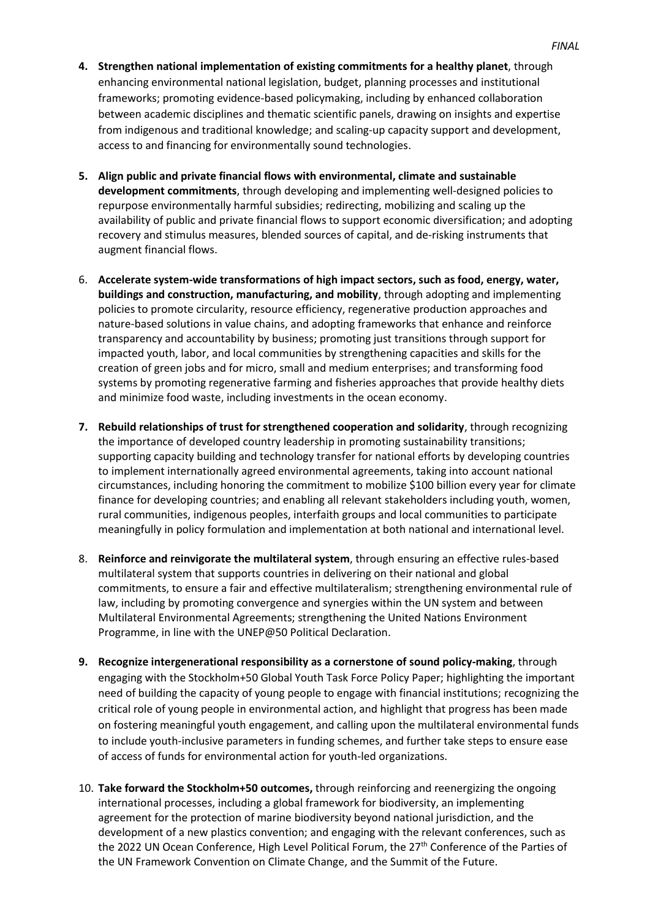*FINAL*

4. **Strengthen national implementation of existing commitments for a healthy planet**, through enhancing environmental national legislation, budget, planning processes and institutional frameworks; promoting evidence-based policymaking, including by enhanced collaboration between academic disciplines and thematic scientific panels, drawing on insights and expertise from indigenous and traditional knowledge; and scaling-up capacity support and development, access to and financing for environmentally sound technologies.

5. **Align public and private financial flows with environmental, climate and sustainable development commitments**, through developing and implementing well-designed policies to repurpose environmentally harmful subsidies; redirecting, mobilizing and scaling up the availability of public and private financial flows to support economic diversification; and adopting recovery and stimulus measures, blended sources of capital, and de-risking instruments that augment financial flows.

6. **Accelerate system-wide transformations of high impact sectors, such as food, energy, water, buildings and construction, manufacturing, and mobility**, through adopting and implementing policies to promote circularity, resource efficiency, regenerative production approaches and nature-based solutions in value chains, and adopting frameworks that enhance and reinforce transparency and accountability by business; promoting just transitions through support for impacted youth, labor, and local communities by strengthening capacities and skills for the creation of green jobs and for micro, small and medium enterprises; and transforming food systems by promoting regenerative farming and fisheries approaches that provide healthy diets and minimize food waste, including investments in the ocean economy.

7. **Rebuild relationships of trust for strengthened cooperation and solidarity**, through recognizing the importance of developed country leadership in promoting sustainability transitions; supporting capacity building and technology transfer for national efforts by developing countries to implement internationally agreed environmental agreements, taking into account national circumstances, including honoring the commitment to mobilize $100 billion every year for climate finance for developing countries; and enabling all relevant stakeholders including youth, women, rural communities, indigenous peoples, interfaith groups and local communities to participate meaningfully in policy formulation and implementation at both national and international level.

8. **Reinforce and reinvigorate the multilateral system**, through ensuring an effective rules-based multilateral system that supports countries in delivering on their national and global commitments, to ensure a fair and effective multilateralism; strengthening environmental rule of law, including by promoting convergence and synergies within the UN system and between Multilateral Environmental Agreements; strengthening the United Nations Environment Programme, in line with the UNEP@50 Political Declaration.

9. **Recognize intergenerational responsibility as a cornerstone of sound policy-making**, through engaging with the Stockholm+50 Global Youth Task Force Policy Paper; highlighting the important need of building the capacity of young people to engage with financial institutions; recognizing the critical role of young people in environmental action, and highlight that progress has been made on fostering meaningful youth engagement, and calling upon the multilateral environmental funds to include youth-inclusive parameters in funding schemes, and further take steps to ensure ease of access of funds for environmental action for youth-led organizations.

10. **Take forward the Stockholm+50 outcomes,** through reinforcing and reenergizing the ongoing international processes, including a global framework for biodiversity, an implementing agreement for the protection of marine biodiversity beyond national jurisdiction, and the development of a new plastics convention; and engaging with the relevant conferences, such as the 2022 UN Ocean Conference, High Level Political Forum, the 27th Conference of the Parties of the UN Framework Convention on Climate Change, and the Summit of the Future.